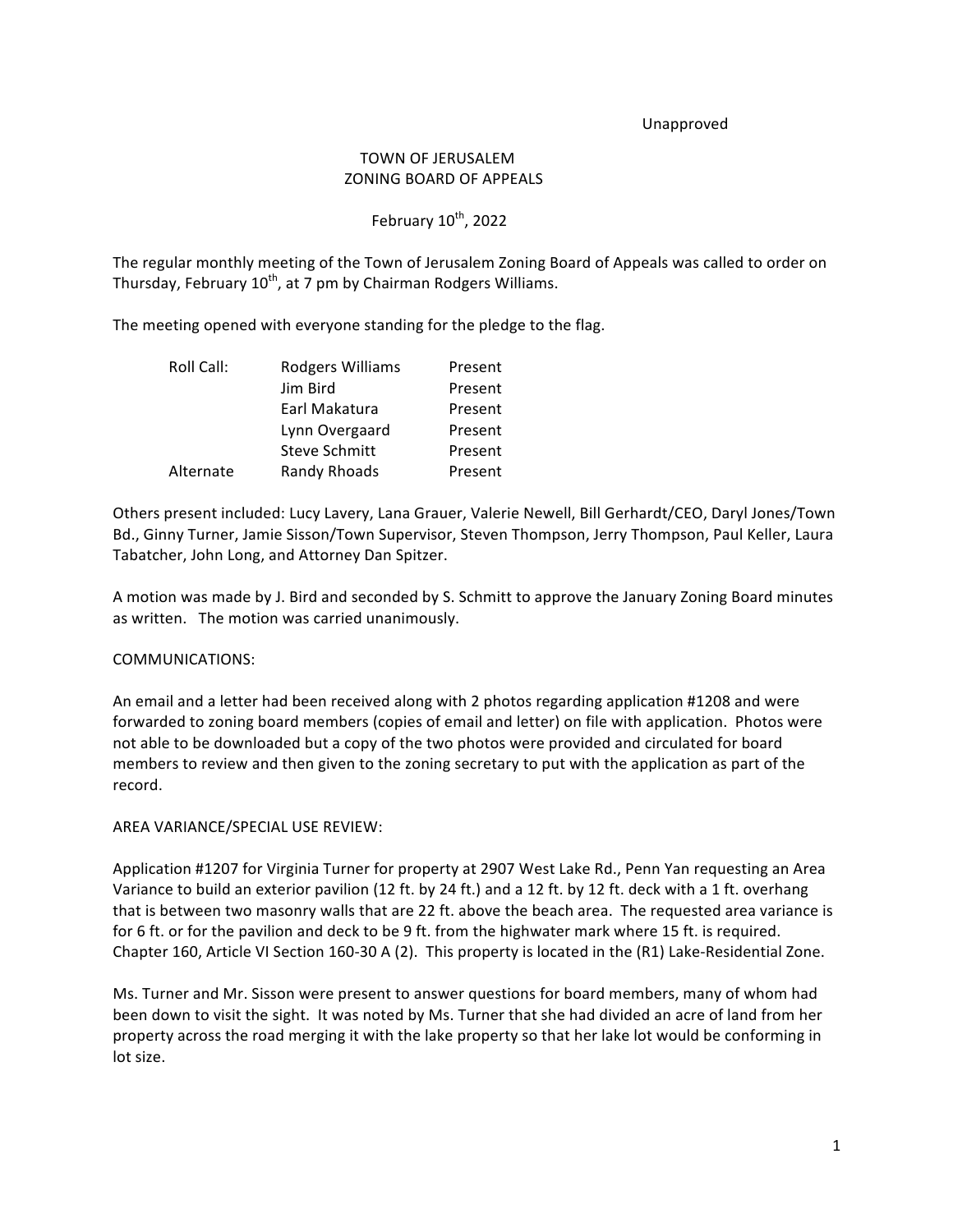Unapproved

# TOWN OF JERUSALEM
## ZONING BOARD OF APPEALS

February 10th, 2022

The regular monthly meeting of the Town of Jerusalem Zoning Board of Appeals was called to order on Thursday, February 10th, at 7 pm by Chairman Rodgers Williams.

The meeting opened with everyone standing for the pledge to the flag.

| | | |
|---|---|---|
| Roll Call: | Rodgers Williams | Present |
| | Jim Bird | Present |
| | Earl Makatura | Present |
| | Lynn Overgaard | Present |
| | Steve Schmitt | Present |
| Alternate | Randy Rhoads | Present |

Others present included: Lucy Lavery, Lana Grauer, Valerie Newell, Bill Gerhardt/CEO, Daryl Jones/Town Bd., Ginny Turner, Jamie Sisson/Town Supervisor, Steven Thompson, Jerry Thompson, Paul Keller, Laura Tabatcher, John Long, and Attorney Dan Spitzer.

A motion was made by J. Bird and seconded by S. Schmitt to approve the January Zoning Board minutes as written. The motion was carried unanimously.

COMMUNICATIONS:

An email and a letter had been received along with 2 photos regarding application #1208 and were forwarded to zoning board members (copies of email and letter) on file with application. Photos were not able to be downloaded but a copy of the two photos were provided and circulated for board members to review and then given to the zoning secretary to put with the application as part of the record.

AREA VARIANCE/SPECIAL USE REVIEW:

Application #1207 for Virginia Turner for property at 2907 West Lake Rd., Penn Yan requesting an Area Variance to build an exterior pavilion (12 ft. by 24 ft.) and a 12 ft. by 12 ft. deck with a 1 ft. overhang that is between two masonry walls that are 22 ft. above the beach area. The requested area variance is for 6 ft. or for the pavilion and deck to be 9 ft. from the highwater mark where 15 ft. is required. Chapter 160, Article VI Section 160-30 A (2). This property is located in the (R1) Lake-Residential Zone.

Ms. Turner and Mr. Sisson were present to answer questions for board members, many of whom had been down to visit the sight. It was noted by Ms. Turner that she had divided an acre of land from her property across the road merging it with the lake property so that her lake lot would be conforming in lot size.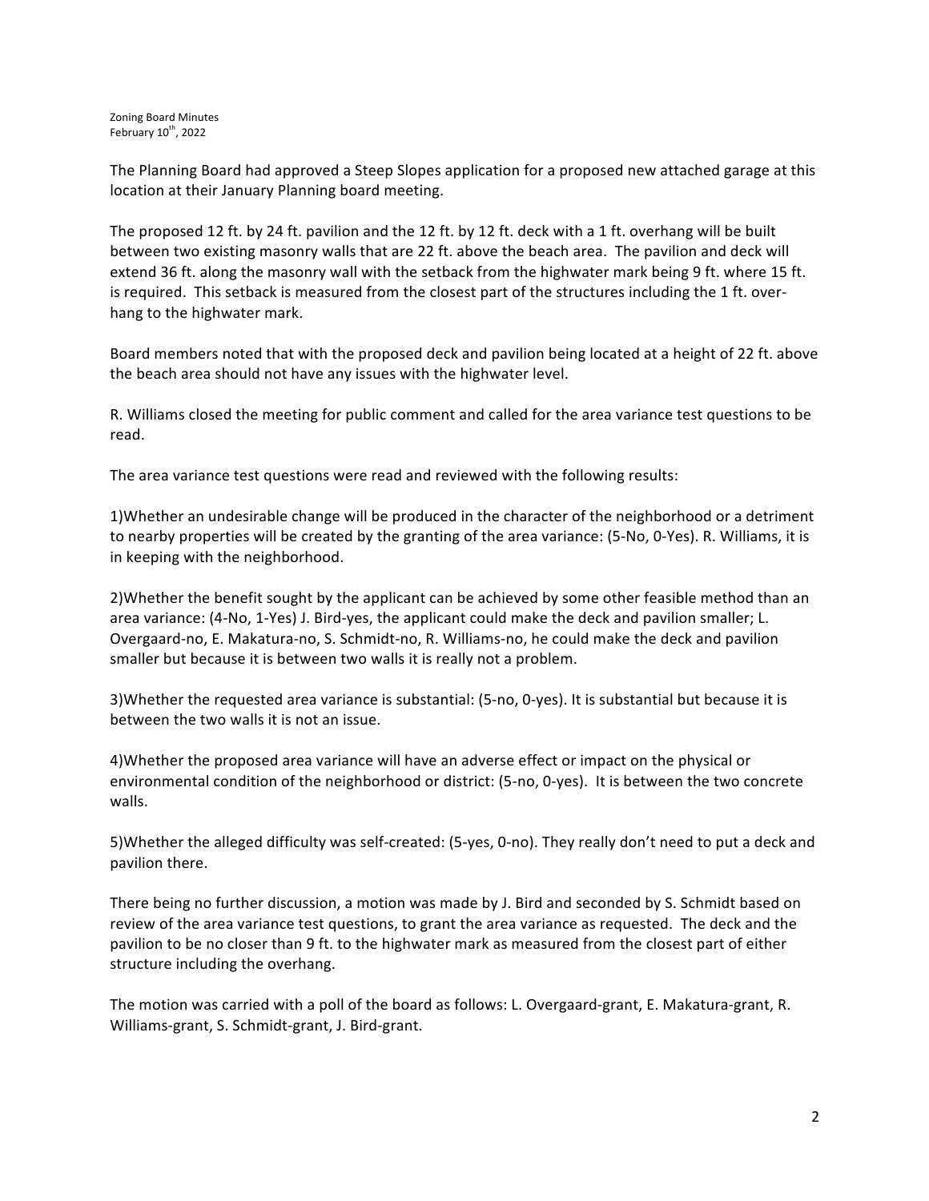The Planning Board had approved a Steep Slopes application for a proposed new attached garage at this location at their January Planning board meeting.

The proposed 12 ft. by 24 ft. pavilion and the 12 ft. by 12 ft. deck with a 1 ft. overhang will be built between two existing masonry walls that are 22 ft. above the beach area. The pavilion and deck will extend 36 ft. along the masonry wall with the setback from the highwater mark being 9 ft. where 15 ft. is required. This setback is measured from the closest part of the structures including the 1 ft. over-hang to the highwater mark.

Board members noted that with the proposed deck and pavilion being located at a height of 22 ft. above the beach area should not have any issues with the highwater level.

R. Williams closed the meeting for public comment and called for the area variance test questions to be read.

The area variance test questions were read and reviewed with the following results:

1)Whether an undesirable change will be produced in the character of the neighborhood or a detriment to nearby properties will be created by the granting of the area variance: (5-No, 0-Yes). R. Williams, it is in keeping with the neighborhood.

2)Whether the benefit sought by the applicant can be achieved by some other feasible method than an area variance: (4-No, 1-Yes) J. Bird-yes, the applicant could make the deck and pavilion smaller; L. Overgaard-no, E. Makatura-no, S. Schmidt-no, R. Williams-no, he could make the deck and pavilion smaller but because it is between two walls it is really not a problem.

3)Whether the requested area variance is substantial: (5-no, 0-yes). It is substantial but because it is between the two walls it is not an issue.

4)Whether the proposed area variance will have an adverse effect or impact on the physical or environmental condition of the neighborhood or district: (5-no, 0-yes). It is between the two concrete walls.

5)Whether the alleged difficulty was self-created: (5-yes, 0-no). They really don't need to put a deck and pavilion there.

There being no further discussion, a motion was made by J. Bird and seconded by S. Schmidt based on review of the area variance test questions, to grant the area variance as requested. The deck and the pavilion to be no closer than 9 ft. to the highwater mark as measured from the closest part of either structure including the overhang.

The motion was carried with a poll of the board as follows: L. Overgaard-grant, E. Makatura-grant, R. Williams-grant, S. Schmidt-grant, J. Bird-grant.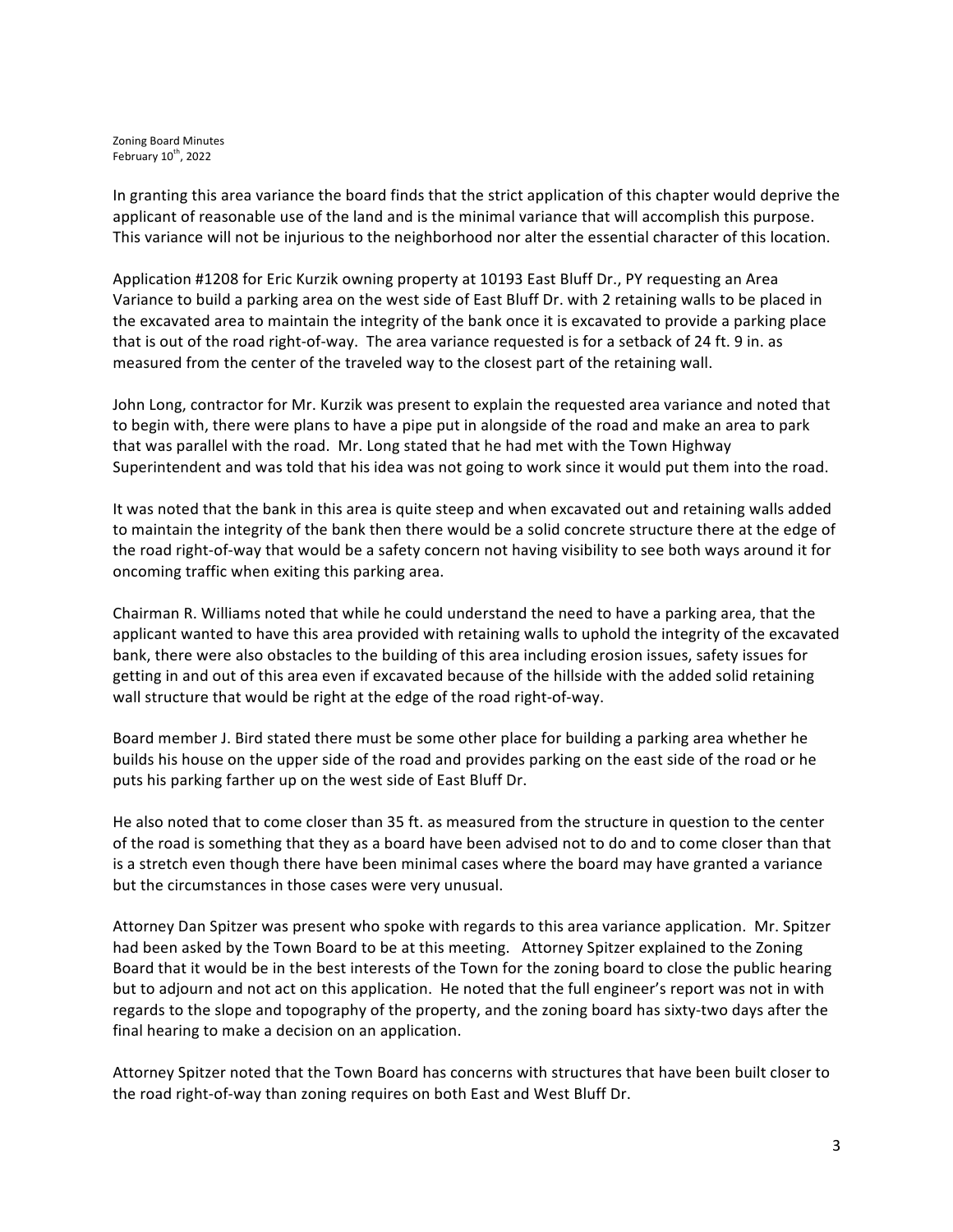In granting this area variance the board finds that the strict application of this chapter would deprive the applicant of reasonable use of the land and is the minimal variance that will accomplish this purpose. This variance will not be injurious to the neighborhood nor alter the essential character of this location.

Application #1208 for Eric Kurzik owning property at 10193 East Bluff Dr., PY requesting an Area Variance to build a parking area on the west side of East Bluff Dr. with 2 retaining walls to be placed in the excavated area to maintain the integrity of the bank once it is excavated to provide a parking place that is out of the road right-of-way. The area variance requested is for a setback of 24 ft. 9 in. as measured from the center of the traveled way to the closest part of the retaining wall.

John Long, contractor for Mr. Kurzik was present to explain the requested area variance and noted that to begin with, there were plans to have a pipe put in alongside of the road and make an area to park that was parallel with the road. Mr. Long stated that he had met with the Town Highway Superintendent and was told that his idea was not going to work since it would put them into the road.

It was noted that the bank in this area is quite steep and when excavated out and retaining walls added to maintain the integrity of the bank then there would be a solid concrete structure there at the edge of the road right-of-way that would be a safety concern not having visibility to see both ways around it for oncoming traffic when exiting this parking area.

Chairman R. Williams noted that while he could understand the need to have a parking area, that the applicant wanted to have this area provided with retaining walls to uphold the integrity of the excavated bank, there were also obstacles to the building of this area including erosion issues, safety issues for getting in and out of this area even if excavated because of the hillside with the added solid retaining wall structure that would be right at the edge of the road right-of-way.

Board member J. Bird stated there must be some other place for building a parking area whether he builds his house on the upper side of the road and provides parking on the east side of the road or he puts his parking farther up on the west side of East Bluff Dr.

He also noted that to come closer than 35 ft. as measured from the structure in question to the center of the road is something that they as a board have been advised not to do and to come closer than that is a stretch even though there have been minimal cases where the board may have granted a variance but the circumstances in those cases were very unusual.

Attorney Dan Spitzer was present who spoke with regards to this area variance application. Mr. Spitzer had been asked by the Town Board to be at this meeting. Attorney Spitzer explained to the Zoning Board that it would be in the best interests of the Town for the zoning board to close the public hearing but to adjourn and not act on this application. He noted that the full engineer's report was not in with regards to the slope and topography of the property, and the zoning board has sixty-two days after the final hearing to make a decision on an application.

Attorney Spitzer noted that the Town Board has concerns with structures that have been built closer to the road right-of-way than zoning requires on both East and West Bluff Dr.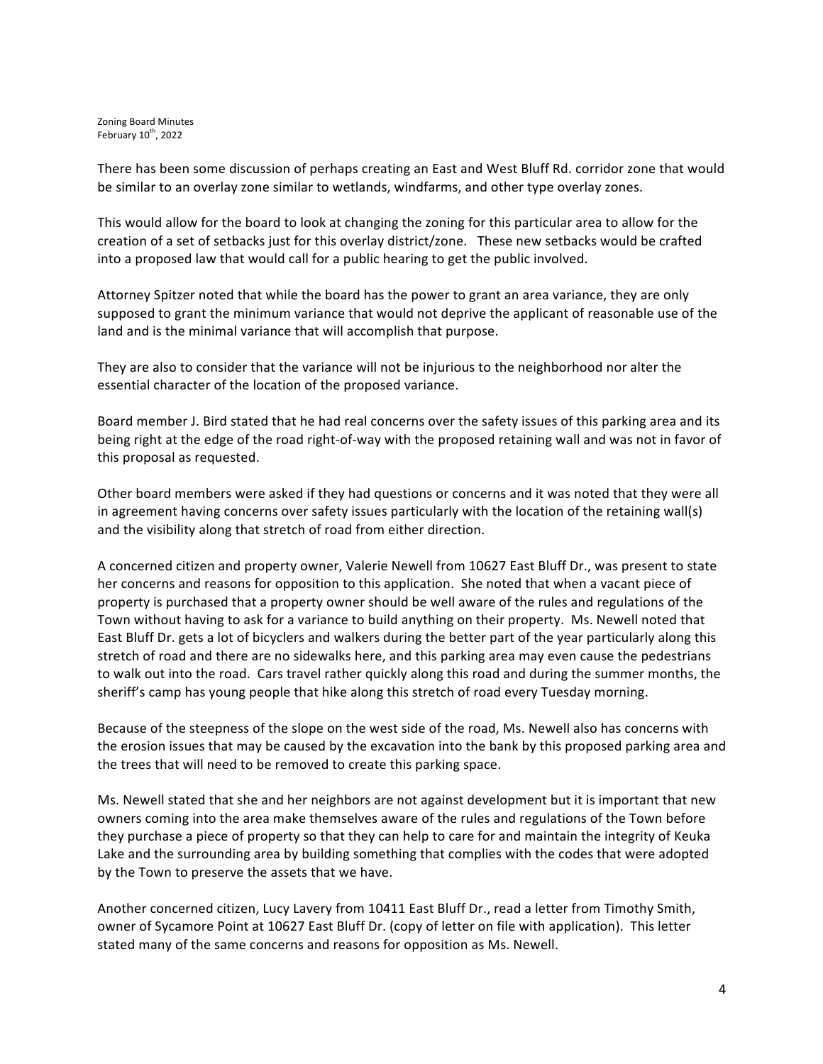There has been some discussion of perhaps creating an East and West Bluff Rd. corridor zone that would be similar to an overlay zone similar to wetlands, windfarms, and other type overlay zones.

This would allow for the board to look at changing the zoning for this particular area to allow for the creation of a set of setbacks just for this overlay district/zone. These new setbacks would be crafted into a proposed law that would call for a public hearing to get the public involved.

Attorney Spitzer noted that while the board has the power to grant an area variance, they are only supposed to grant the minimum variance that would not deprive the applicant of reasonable use of the land and is the minimal variance that will accomplish that purpose.

They are also to consider that the variance will not be injurious to the neighborhood nor alter the essential character of the location of the proposed variance.

Board member J. Bird stated that he had real concerns over the safety issues of this parking area and its being right at the edge of the road right-of-way with the proposed retaining wall and was not in favor of this proposal as requested.

Other board members were asked if they had questions or concerns and it was noted that they were all in agreement having concerns over safety issues particularly with the location of the retaining wall(s) and the visibility along that stretch of road from either direction.

A concerned citizen and property owner, Valerie Newell from 10627 East Bluff Dr., was present to state her concerns and reasons for opposition to this application. She noted that when a vacant piece of property is purchased that a property owner should be well aware of the rules and regulations of the Town without having to ask for a variance to build anything on their property. Ms. Newell noted that East Bluff Dr. gets a lot of bicyclers and walkers during the better part of the year particularly along this stretch of road and there are no sidewalks here, and this parking area may even cause the pedestrians to walk out into the road. Cars travel rather quickly along this road and during the summer months, the sheriff's camp has young people that hike along this stretch of road every Tuesday morning.

Because of the steepness of the slope on the west side of the road, Ms. Newell also has concerns with the erosion issues that may be caused by the excavation into the bank by this proposed parking area and the trees that will need to be removed to create this parking space.

Ms. Newell stated that she and her neighbors are not against development but it is important that new owners coming into the area make themselves aware of the rules and regulations of the Town before they purchase a piece of property so that they can help to care for and maintain the integrity of Keuka Lake and the surrounding area by building something that complies with the codes that were adopted by the Town to preserve the assets that we have.

Another concerned citizen, Lucy Lavery from 10411 East Bluff Dr., read a letter from Timothy Smith, owner of Sycamore Point at 10627 East Bluff Dr. (copy of letter on file with application). This letter stated many of the same concerns and reasons for opposition as Ms. Newell.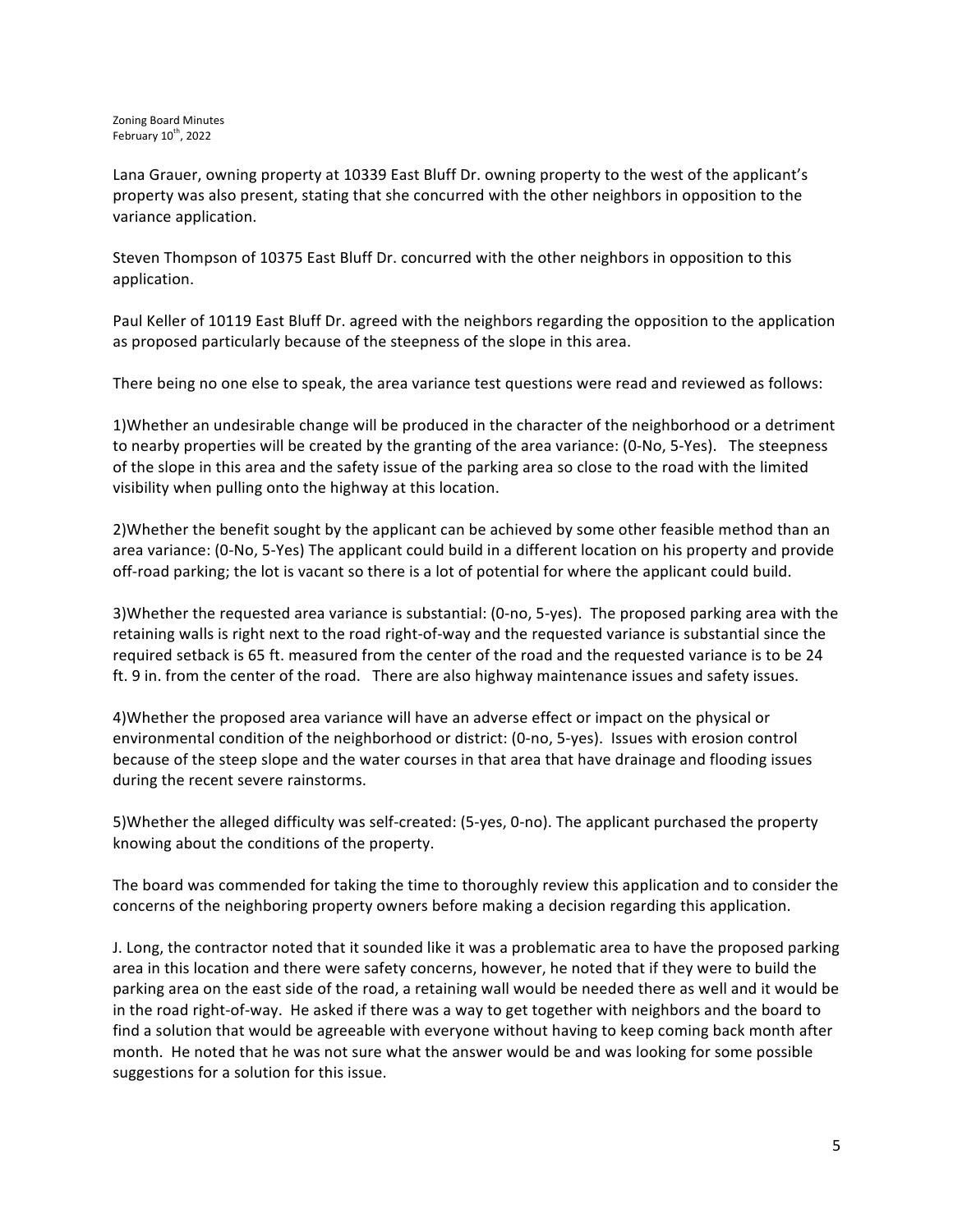Lana Grauer, owning property at 10339 East Bluff Dr. owning property to the west of the applicant's property was also present, stating that she concurred with the other neighbors in opposition to the variance application.

Steven Thompson of 10375 East Bluff Dr. concurred with the other neighbors in opposition to this application.

Paul Keller of 10119 East Bluff Dr. agreed with the neighbors regarding the opposition to the application as proposed particularly because of the steepness of the slope in this area.

There being no one else to speak, the area variance test questions were read and reviewed as follows:

1)Whether an undesirable change will be produced in the character of the neighborhood or a detriment to nearby properties will be created by the granting of the area variance: (0-No, 5-Yes). The steepness of the slope in this area and the safety issue of the parking area so close to the road with the limited visibility when pulling onto the highway at this location.

2)Whether the benefit sought by the applicant can be achieved by some other feasible method than an area variance: (0-No, 5-Yes) The applicant could build in a different location on his property and provide off-road parking; the lot is vacant so there is a lot of potential for where the applicant could build.

3)Whether the requested area variance is substantial: (0-no, 5-yes). The proposed parking area with the retaining walls is right next to the road right-of-way and the requested variance is substantial since the required setback is 65 ft. measured from the center of the road and the requested variance is to be 24 ft. 9 in. from the center of the road. There are also highway maintenance issues and safety issues.

4)Whether the proposed area variance will have an adverse effect or impact on the physical or environmental condition of the neighborhood or district: (0-no, 5-yes). Issues with erosion control because of the steep slope and the water courses in that area that have drainage and flooding issues during the recent severe rainstorms.

5)Whether the alleged difficulty was self-created: (5-yes, 0-no). The applicant purchased the property knowing about the conditions of the property.

The board was commended for taking the time to thoroughly review this application and to consider the concerns of the neighboring property owners before making a decision regarding this application.

J. Long, the contractor noted that it sounded like it was a problematic area to have the proposed parking area in this location and there were safety concerns, however, he noted that if they were to build the parking area on the east side of the road, a retaining wall would be needed there as well and it would be in the road right-of-way. He asked if there was a way to get together with neighbors and the board to find a solution that would be agreeable with everyone without having to keep coming back month after month. He noted that he was not sure what the answer would be and was looking for some possible suggestions for a solution for this issue.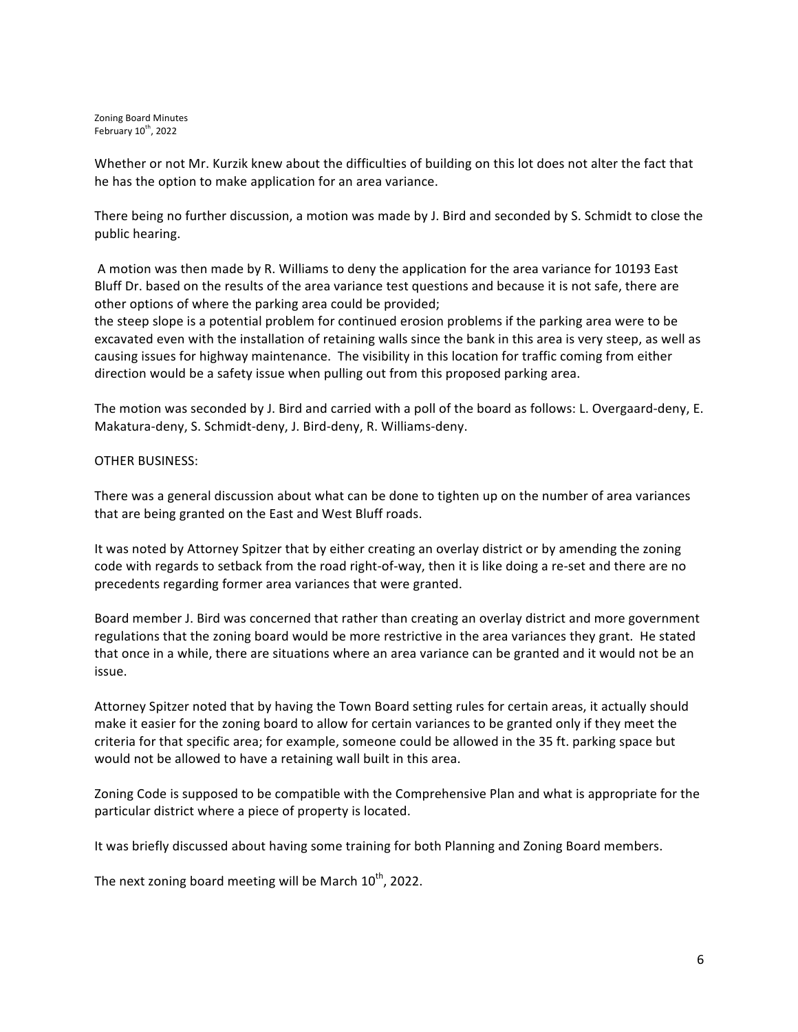Whether or not Mr. Kurzik knew about the difficulties of building on this lot does not alter the fact that he has the option to make application for an area variance.

There being no further discussion, a motion was made by J. Bird and seconded by S. Schmidt to close the public hearing.

A motion was then made by R. Williams to deny the application for the area variance for 10193 East Bluff Dr. based on the results of the area variance test questions and because it is not safe, there are other options of where the parking area could be provided;
the steep slope is a potential problem for continued erosion problems if the parking area were to be excavated even with the installation of retaining walls since the bank in this area is very steep, as well as causing issues for highway maintenance. The visibility in this location for traffic coming from either direction would be a safety issue when pulling out from this proposed parking area.

The motion was seconded by J. Bird and carried with a poll of the board as follows: L. Overgaard-deny, E. Makatura-deny, S. Schmidt-deny, J. Bird-deny, R. Williams-deny.

OTHER BUSINESS:

There was a general discussion about what can be done to tighten up on the number of area variances that are being granted on the East and West Bluff roads.

It was noted by Attorney Spitzer that by either creating an overlay district or by amending the zoning code with regards to setback from the road right-of-way, then it is like doing a re-set and there are no precedents regarding former area variances that were granted.

Board member J. Bird was concerned that rather than creating an overlay district and more government regulations that the zoning board would be more restrictive in the area variances they grant. He stated that once in a while, there are situations where an area variance can be granted and it would not be an issue.

Attorney Spitzer noted that by having the Town Board setting rules for certain areas, it actually should make it easier for the zoning board to allow for certain variances to be granted only if they meet the criteria for that specific area; for example, someone could be allowed in the 35 ft. parking space but would not be allowed to have a retaining wall built in this area.

Zoning Code is supposed to be compatible with the Comprehensive Plan and what is appropriate for the particular district where a piece of property is located.

It was briefly discussed about having some training for both Planning and Zoning Board members.

The next zoning board meeting will be March 10th, 2022.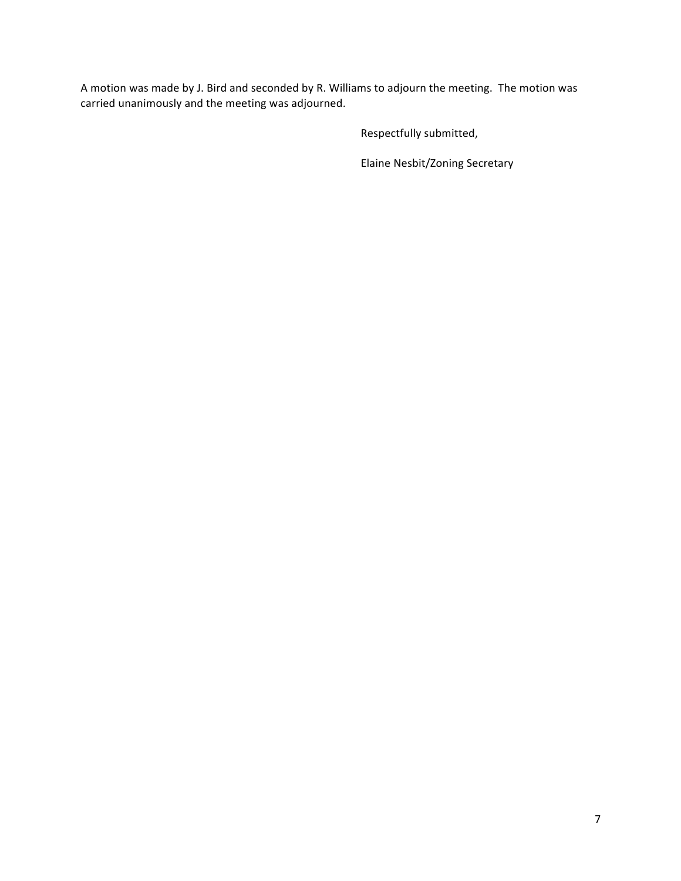A motion was made by J. Bird and seconded by R. Williams to adjourn the meeting. The motion was carried unanimously and the meeting was adjourned.

Respectfully submitted,

Elaine Nesbit/Zoning Secretary